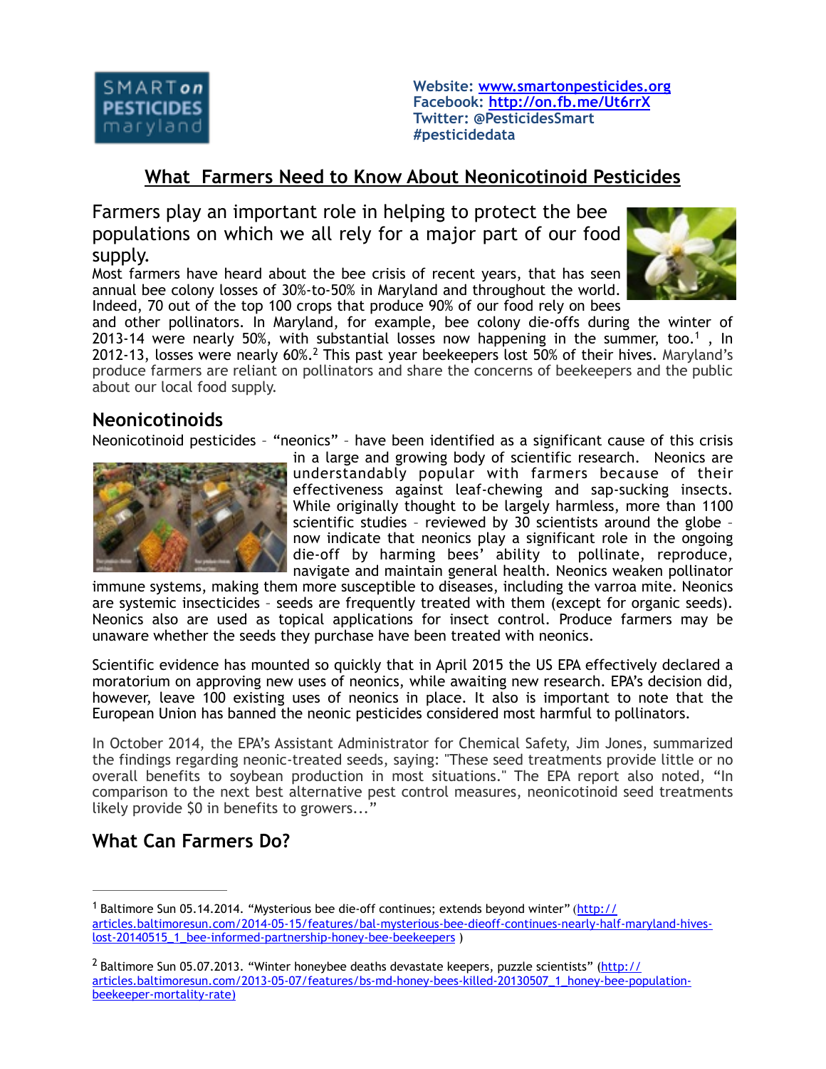SMART on PESTICIDES maryland

Website: www.smartonpesticides.org
Facebook: http://on.fb.me/Ut6rrX
Twitter: @PesticidesSmart
#pesticidedata

# What Farmers Need to Know About Neonicotinoid Pesticides

Farmers play an important role in helping to protect the bee populations on which we all rely for a major part of our food supply.

Most farmers have heard about the bee crisis of recent years, that has seen annual bee colony losses of 30%-to-50% in Maryland and throughout the world. Indeed, 70 out of the top 100 crops that produce 90% of our food rely on bees and other pollinators. In Maryland, for example, bee colony die-offs during the winter of 2013-14 were nearly 50%, with substantial losses now happening in the summer, too.[1] , In 2012-13, losses were nearly 60%.[2] This past year beekeepers lost 50% of their hives. Maryland's produce farmers are reliant on pollinators and share the concerns of beekeepers and the public about our local food supply.

## Neonicotinoids

Neonicotinoid pesticides – "neonics" – have been identified as a significant cause of this crisis in a large and growing body of scientific research. Neonics are understandably popular with farmers because of their effectiveness against leaf-chewing and sap-sucking insects. While originally thought to be largely harmless, more than 1100 scientific studies – reviewed by 30 scientists around the globe – now indicate that neonics play a significant role in the ongoing die-off by harming bees' ability to pollinate, reproduce, navigate and maintain general health. Neonics weaken pollinator immune systems, making them more susceptible to diseases, including the varroa mite. Neonics are systemic insecticides – seeds are frequently treated with them (except for organic seeds). Neonics also are used as topical applications for insect control. Produce farmers may be unaware whether the seeds they purchase have been treated with neonics.

Scientific evidence has mounted so quickly that in April 2015 the US EPA effectively declared a moratorium on approving new uses of neonics, while awaiting new research. EPA's decision did, however, leave 100 existing uses of neonics in place. It also is important to note that the European Union has banned the neonic pesticides considered most harmful to pollinators.

In October 2014, the EPA's Assistant Administrator for Chemical Safety, Jim Jones, summarized the findings regarding neonic-treated seeds, saying: "These seed treatments provide little or no overall benefits to soybean production in most situations." The EPA report also noted, "In comparison to the next best alternative pest control measures, neonicotinoid seed treatments likely provide $0 in benefits to growers..."

## What Can Farmers Do?

---

[1] Baltimore Sun 05.14.2014. "Mysterious bee die-off continues; extends beyond winter" (http://articles.baltimoresun.com/2014-05-15/features/bal-mysterious-bee-dieoff-continues-nearly-half-maryland-hives-lost-20140515_1_bee-informed-partnership-honey-bee-beekeepers )

[2] Baltimore Sun 05.07.2013. "Winter honeybee deaths devastate keepers, puzzle scientists" (http://articles.baltimoresun.com/2013-05-07/features/bs-md-honey-bees-killed-20130507_1_honey-bee-population-beekeeper-mortality-rate)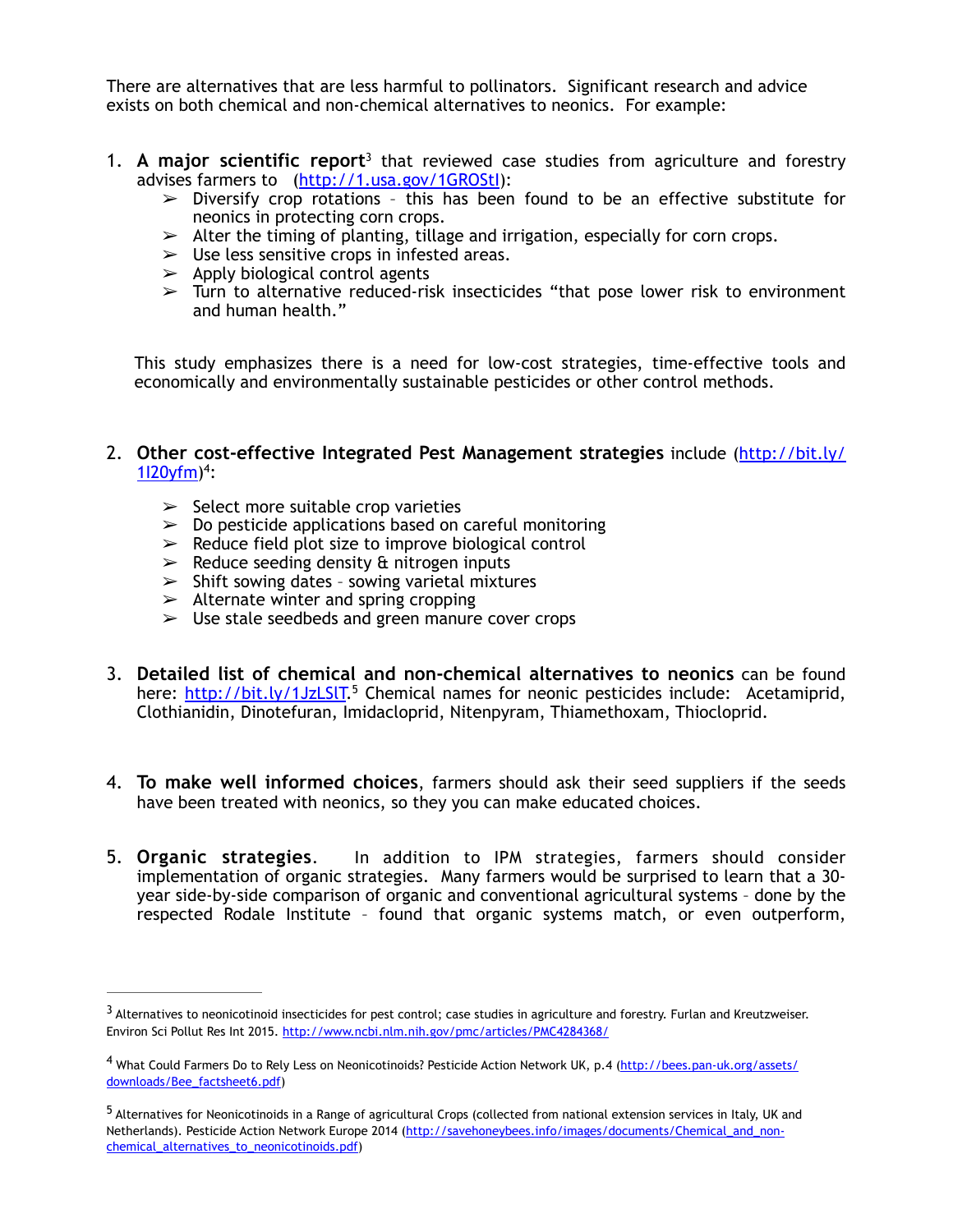There are alternatives that are less harmful to pollinators. Significant research and advice exists on both chemical and non-chemical alternatives to neonics. For example:

1. **A major scientific report**[3] that reviewed case studies from agriculture and forestry advises farmers to (http://1.usa.gov/1GROStl):
   - ➢ Diversify crop rotations – this has been found to be an effective substitute for neonics in protecting corn crops.
   - ➢ Alter the timing of planting, tillage and irrigation, especially for corn crops.
   - ➢ Use less sensitive crops in infested areas.
   - ➢ Apply biological control agents
   - ➢ Turn to alternative reduced-risk insecticides "that pose lower risk to environment and human health."

   This study emphasizes there is a need for low-cost strategies, time-effective tools and economically and environmentally sustainable pesticides or other control methods.

2. **Other cost-effective Integrated Pest Management strategies** include (http://bit.ly/1l20yfm)[4]:
   - ➢ Select more suitable crop varieties
   - ➢ Do pesticide applications based on careful monitoring
   - ➢ Reduce field plot size to improve biological control
   - ➢ Reduce seeding density & nitrogen inputs
   - ➢ Shift sowing dates – sowing varietal mixtures
   - ➢ Alternate winter and spring cropping
   - ➢ Use stale seedbeds and green manure cover crops

3. **Detailed list of chemical and non-chemical alternatives to neonics** can be found here: http://bit.ly/1JzLSlT.[5] Chemical names for neonic pesticides include: Acetamiprid, Clothianidin, Dinotefuran, Imidacloprid, Nitenpyram, Thiamethoxam, Thiocloprid.

4. **To make well informed choices**, farmers should ask their seed suppliers if the seeds have been treated with neonics, so they you can make educated choices.

5. **Organic strategies**. In addition to IPM strategies, farmers should consider implementation of organic strategies. Many farmers would be surprised to learn that a 30-year side-by-side comparison of organic and conventional agricultural systems – done by the respected Rodale Institute – found that organic systems match, or even outperform,

---

[3] Alternatives to neonicotinoid insecticides for pest control; case studies in agriculture and forestry. Furlan and Kreutzweiser. Environ Sci Pollut Res Int 2015. http://www.ncbi.nlm.nih.gov/pmc/articles/PMC4284368/

[4] What Could Farmers Do to Rely Less on Neonicotinoids? Pesticide Action Network UK, p.4 (http://bees.pan-uk.org/assets/downloads/Bee_factsheet6.pdf)

[5] Alternatives for Neonicotinoids in a Range of agricultural Crops (collected from national extension services in Italy, UK and Netherlands). Pesticide Action Network Europe 2014 (http://savehoneybees.info/images/documents/Chemical_and_non-chemical_alternatives_to_neonicotinoids.pdf)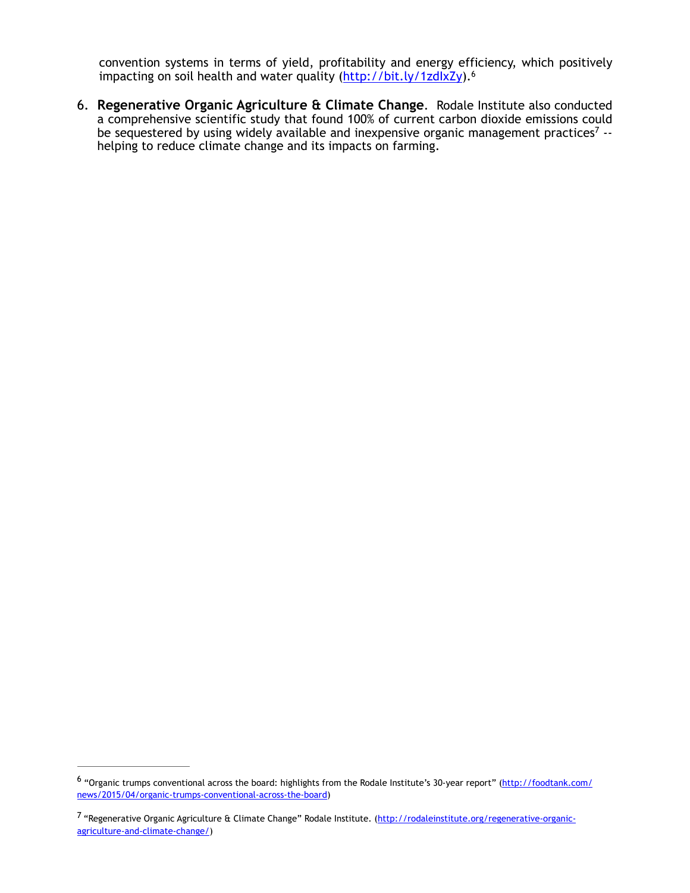convention systems in terms of yield, profitability and energy efficiency, which positively impacting on soil health and water quality (http://bit.ly/1zdIxZy).[6]

6. **Regenerative Organic Agriculture & Climate Change**. Rodale Institute also conducted a comprehensive scientific study that found 100% of current carbon dioxide emissions could be sequestered by using widely available and inexpensive organic management practices[7] -- helping to reduce climate change and its impacts on farming.

---

[6] "Organic trumps conventional across the board: highlights from the Rodale Institute's 30-year report" (http://foodtank.com/news/2015/04/organic-trumps-conventional-across-the-board)

[7] "Regenerative Organic Agriculture & Climate Change" Rodale Institute. (http://rodaleinstitute.org/regenerative-organic-agriculture-and-climate-change/)